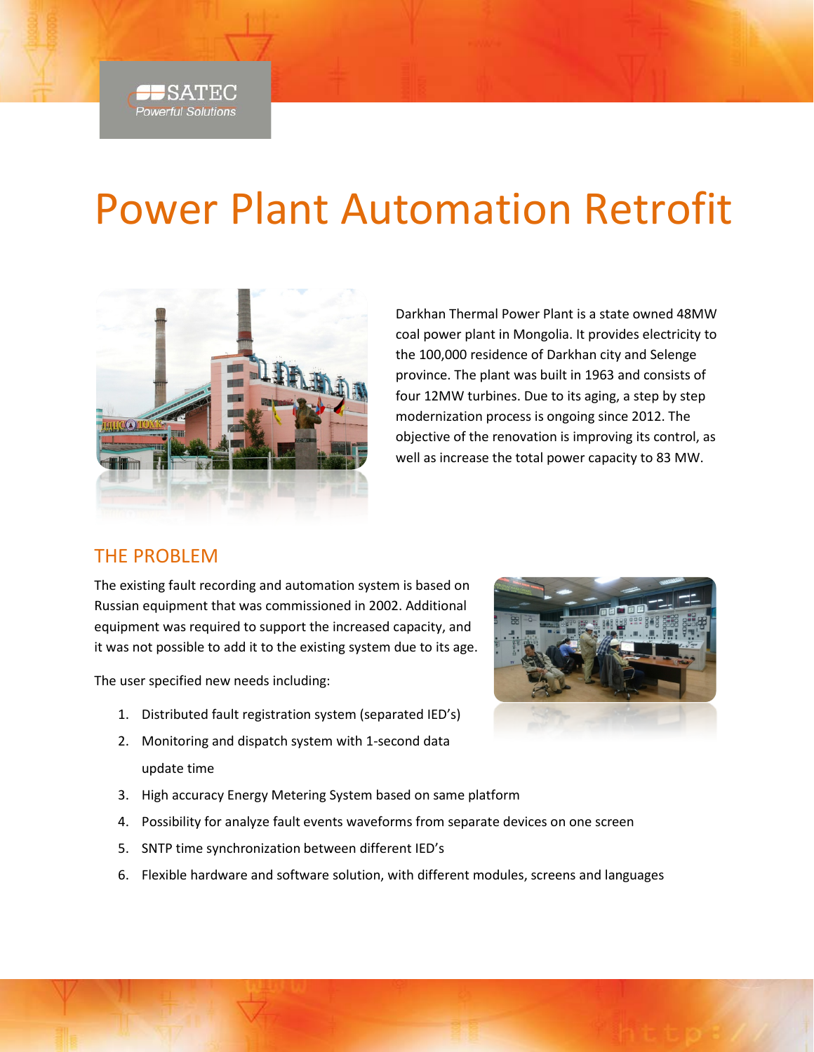# Power Plant Automation Retrofit

Darkhan Thermal Power Plant is a state owned 48MW coal power plant in Mongolia. It provides electricity to the 100,000 residence of Darkhan city and Selenge province. The plant was built in 1963 and consists of four 12MW turbines. Due to its aging, a step by step modernization process is ongoing since 2012. The objective of the renovation is improving its control, as well as increase the total power capacity to 83 MW.

## THE PROBLEM

The existing fault recording and automation system is based on Russian equipment that was commissioned in 2002. Additional equipment was required to support the increased capacity, and it was not possible to add it to the existing system due to its age.

The user specified new needs including:

1. Distributed fault registration system (separated IED's)
2. Monitoring and dispatch system with 1-second data update time
3. High accuracy Energy Metering System based on same platform
4. Possibility for analyze fault events waveforms from separate devices on one screen
5. SNTP time synchronization between different IED's
6. Flexible hardware and software solution, with different modules, screens and languages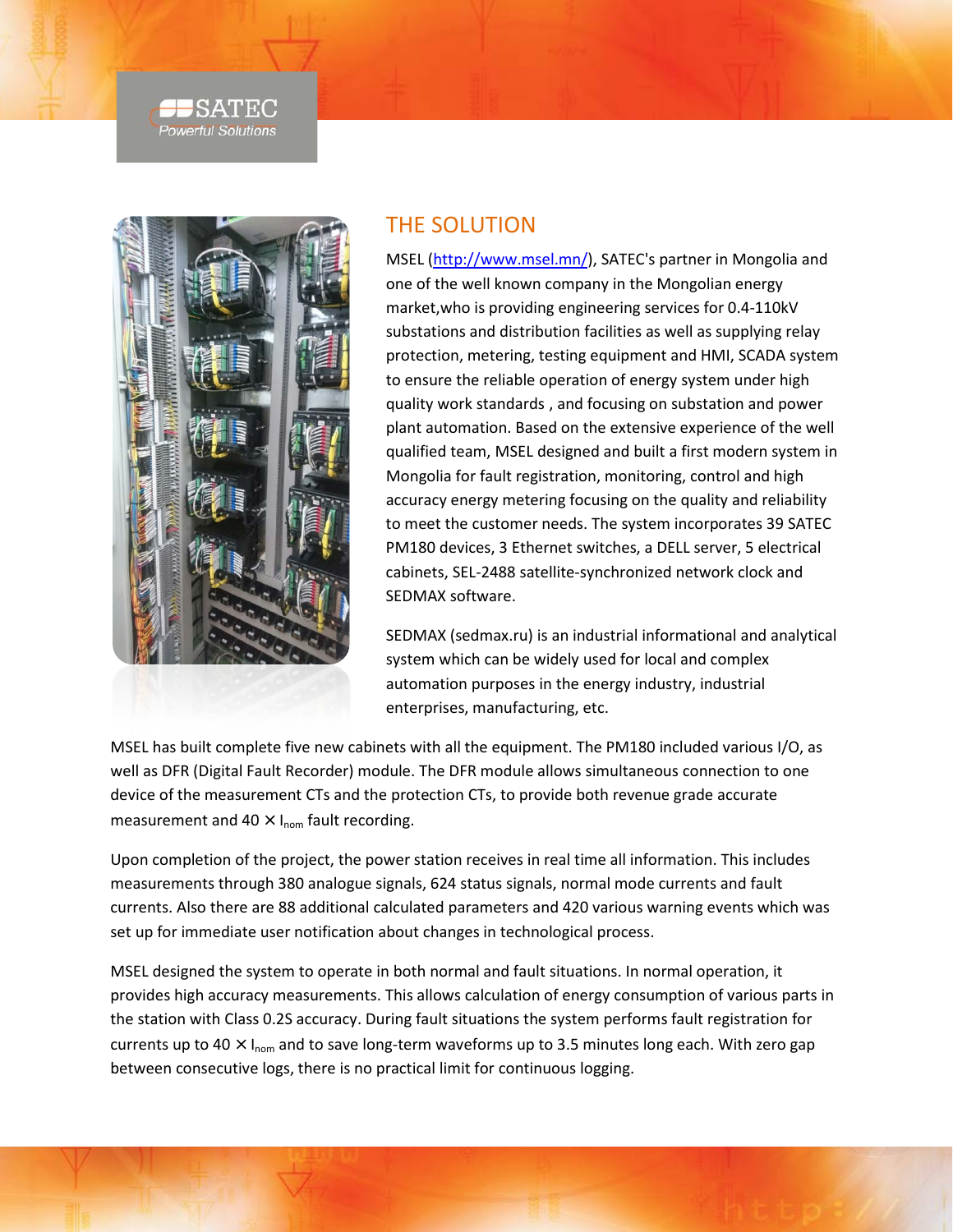## THE SOLUTION

MSEL (http://www.msel.mn/), SATEC's partner in Mongolia and one of the well known company in the Mongolian energy market,who is providing engineering services for 0.4-110kV substations and distribution facilities as well as supplying relay protection, metering, testing equipment and HMI, SCADA system to ensure the reliable operation of energy system under high quality work standards , and focusing on substation and power plant automation. Based on the extensive experience of the well qualified team, MSEL designed and built a first modern system in Mongolia for fault registration, monitoring, control and high accuracy energy metering focusing on the quality and reliability to meet the customer needs. The system incorporates 39 SATEC PM180 devices, 3 Ethernet switches, a DELL server, 5 electrical cabinets, SEL-2488 satellite-synchronized network clock and SEDMAX software.

SEDMAX (sedmax.ru) is an industrial informational and analytical system which can be widely used for local and complex automation purposes in the energy industry, industrial enterprises, manufacturing, etc.

MSEL has built complete five new cabinets with all the equipment. The PM180 included various I/O, as well as DFR (Digital Fault Recorder) module. The DFR module allows simultaneous connection to one device of the measurement CTs and the protection CTs, to provide both revenue grade accurate measurement and 40 × $I_{nom}$ fault recording.

Upon completion of the project, the power station receives in real time all information. This includes measurements through 380 analogue signals, 624 status signals, normal mode currents and fault currents. Also there are 88 additional calculated parameters and 420 various warning events which was set up for immediate user notification about changes in technological process.

MSEL designed the system to operate in both normal and fault situations. In normal operation, it provides high accuracy measurements. This allows calculation of energy consumption of various parts in the station with Class 0.2S accuracy. During fault situations the system performs fault registration for currents up to 40 × $I_{nom}$ and to save long-term waveforms up to 3.5 minutes long each. With zero gap between consecutive logs, there is no practical limit for continuous logging.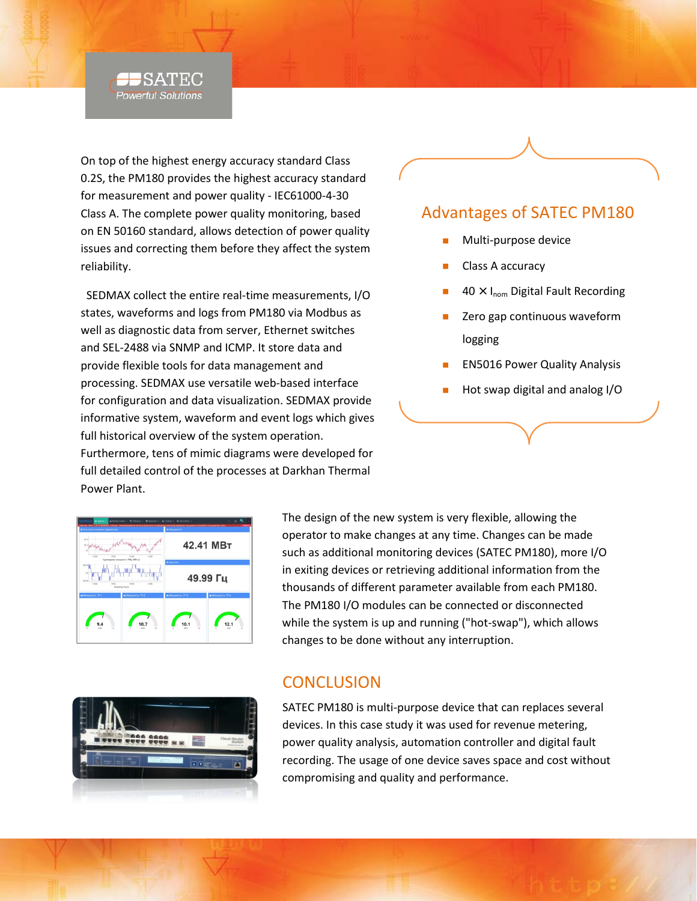On top of the highest energy accuracy standard Class 0.2S, the PM180 provides the highest accuracy standard for measurement and power quality - IEC61000-4-30 Class A. The complete power quality monitoring, based on EN 50160 standard, allows detection of power quality issues and correcting them before they affect the system reliability.

SEDMAX collect the entire real-time measurements, I/O states, waveforms and logs from PM180 via Modbus as well as diagnostic data from server, Ethernet switches and SEL-2488 via SNMP and ICMP. It store data and provide flexible tools for data management and processing. SEDMAX use versatile web-based interface for configuration and data visualization. SEDMAX provide informative system, waveform and event logs which gives full historical overview of the system operation. Furthermore, tens of mimic diagrams were developed for full detailed control of the processes at Darkhan Thermal Power Plant.

## Advantages of SATEC PM180

- Multi-purpose device
- Class A accuracy
- 40 × $I_{nom}$ Digital Fault Recording
- Zero gap continuous waveform logging
- EN5016 Power Quality Analysis
- Hot swap digital and analog I/O

The design of the new system is very flexible, allowing the operator to make changes at any time. Changes can be made such as additional monitoring devices (SATEC PM180), more I/O in exiting devices or retrieving additional information from the thousands of different parameter available from each PM180. The PM180 I/O modules can be connected or disconnected while the system is up and running ("hot-swap"), which allows changes to be done without any interruption.

## CONCLUSION

SATEC PM180 is multi-purpose device that can replaces several devices. In this case study it was used for revenue metering, power quality analysis, automation controller and digital fault recording. The usage of one device saves space and cost without compromising and quality and performance.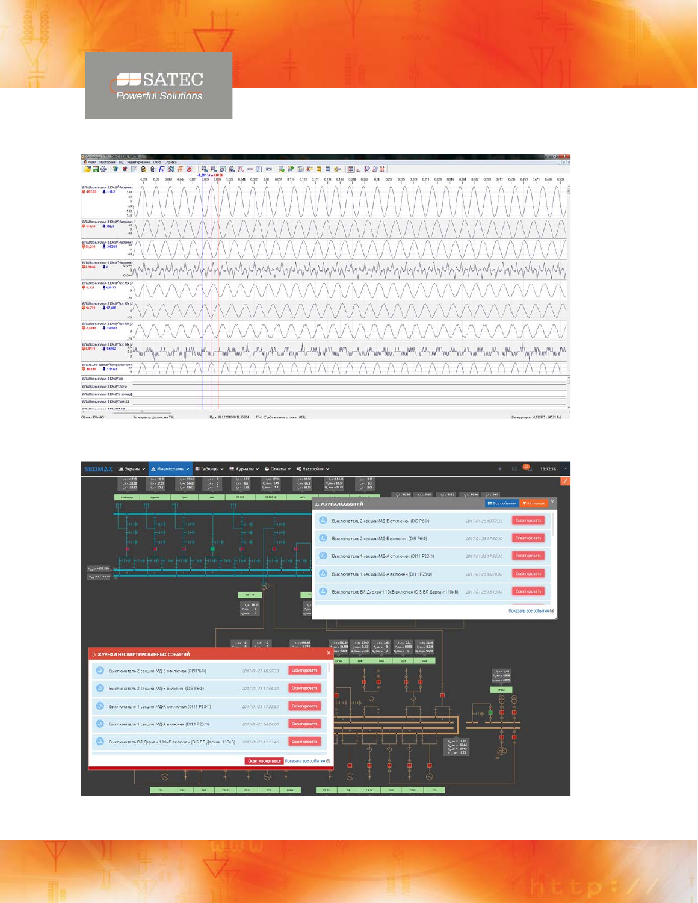SATEC

Powerful Solutions